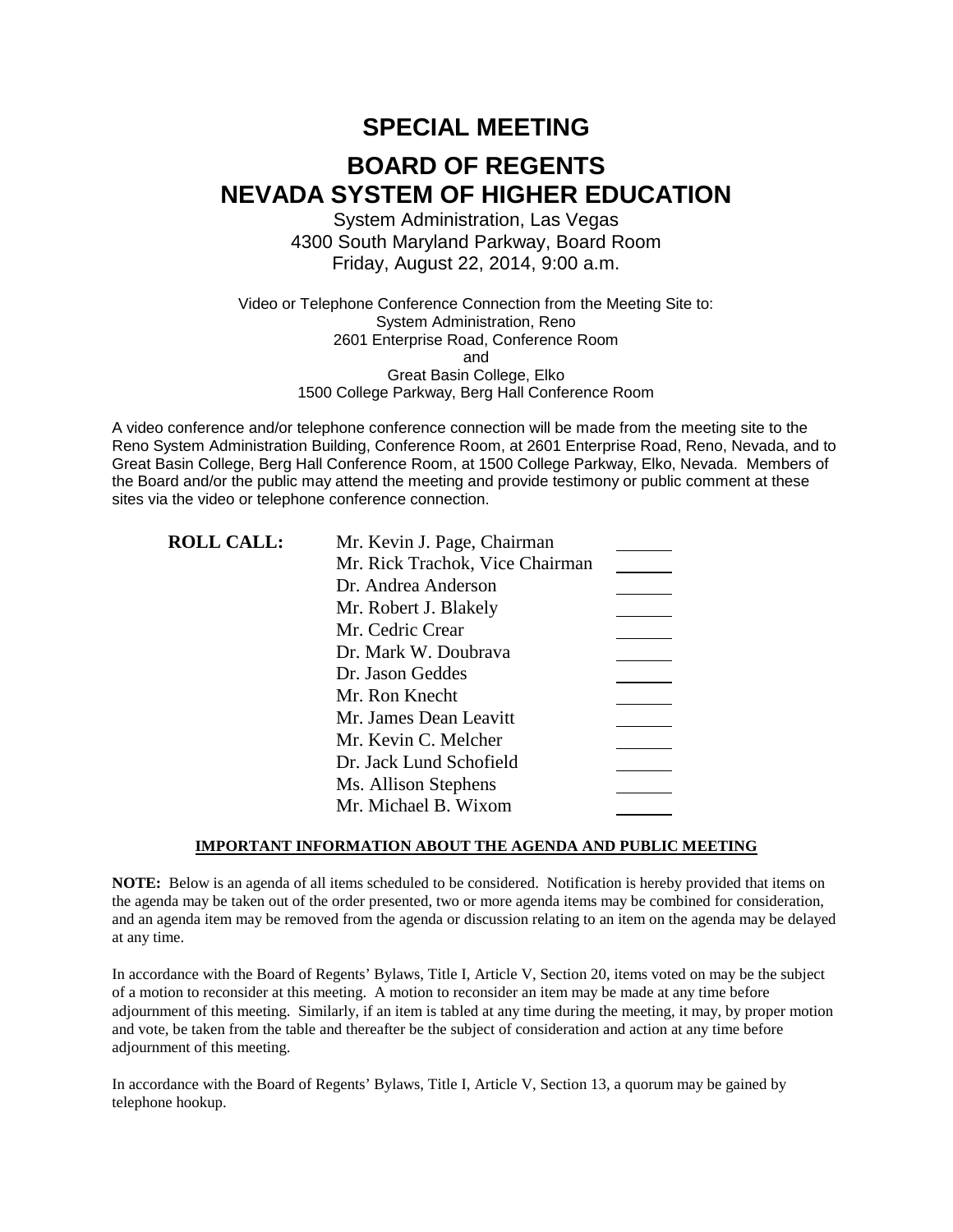# SPECIAL MEETING

# BOARD OF REGENTS
# NEVADA SYSTEM OF HIGHER EDUCATION

System Administration, Las Vegas
4300 South Maryland Parkway, Board Room
Friday, August 22, 2014, 9:00 a.m.

Video or Telephone Conference Connection from the Meeting Site to:
System Administration, Reno
2601 Enterprise Road, Conference Room
and
Great Basin College, Elko
1500 College Parkway, Berg Hall Conference Room

A video conference and/or telephone conference connection will be made from the meeting site to the Reno System Administration Building, Conference Room, at 2601 Enterprise Road, Reno, Nevada, and to Great Basin College, Berg Hall Conference Room, at 1500 College Parkway, Elko, Nevada. Members of the Board and/or the public may attend the meeting and provide testimony or public comment at these sites via the video or telephone conference connection.

**ROLL CALL:**

| | |
|---|---|
| Mr. Kevin J. Page, Chairman | ______ |
| Mr. Rick Trachok, Vice Chairman | ______ |
| Dr. Andrea Anderson | ______ |
| Mr. Robert J. Blakely | ______ |
| Mr. Cedric Crear | ______ |
| Dr. Mark W. Doubrava | ______ |
| Dr. Jason Geddes | ______ |
| Mr. Ron Knecht | ______ |
| Mr. James Dean Leavitt | ______ |
| Mr. Kevin C. Melcher | ______ |
| Dr. Jack Lund Schofield | ______ |
| Ms. Allison Stephens | ______ |
| Mr. Michael B. Wixom | ______ |

**IMPORTANT INFORMATION ABOUT THE AGENDA AND PUBLIC MEETING**

**NOTE:** Below is an agenda of all items scheduled to be considered. Notification is hereby provided that items on the agenda may be taken out of the order presented, two or more agenda items may be combined for consideration, and an agenda item may be removed from the agenda or discussion relating to an item on the agenda may be delayed at any time.

In accordance with the Board of Regents' Bylaws, Title I, Article V, Section 20, items voted on may be the subject of a motion to reconsider at this meeting. A motion to reconsider an item may be made at any time before adjournment of this meeting. Similarly, if an item is tabled at any time during the meeting, it may, by proper motion and vote, be taken from the table and thereafter be the subject of consideration and action at any time before adjournment of this meeting.

In accordance with the Board of Regents' Bylaws, Title I, Article V, Section 13, a quorum may be gained by telephone hookup.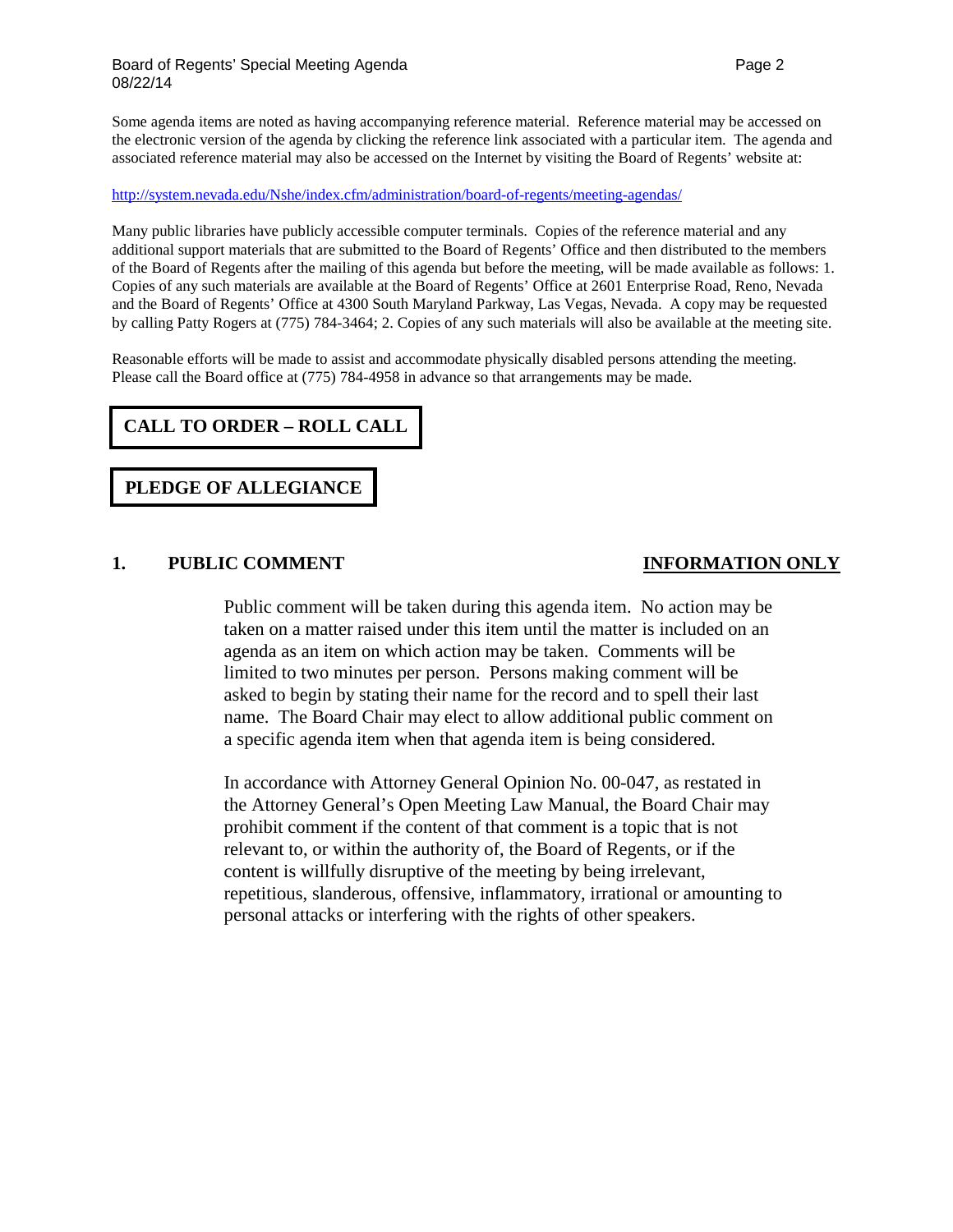Some agenda items are noted as having accompanying reference material. Reference material may be accessed on the electronic version of the agenda by clicking the reference link associated with a particular item. The agenda and associated reference material may also be accessed on the Internet by visiting the Board of Regents' website at:

http://system.nevada.edu/Nshe/index.cfm/administration/board-of-regents/meeting-agendas/

Many public libraries have publicly accessible computer terminals. Copies of the reference material and any additional support materials that are submitted to the Board of Regents' Office and then distributed to the members of the Board of Regents after the mailing of this agenda but before the meeting, will be made available as follows: 1. Copies of any such materials are available at the Board of Regents' Office at 2601 Enterprise Road, Reno, Nevada and the Board of Regents' Office at 4300 South Maryland Parkway, Las Vegas, Nevada. A copy may be requested by calling Patty Rogers at (775) 784-3464; 2. Copies of any such materials will also be available at the meeting site.

Reasonable efforts will be made to assist and accommodate physically disabled persons attending the meeting. Please call the Board office at (775) 784-4958 in advance so that arrangements may be made.

## CALL TO ORDER – ROLL CALL

## PLEDGE OF ALLEGIANCE

### 1. PUBLIC COMMENT — INFORMATION ONLY

Public comment will be taken during this agenda item. No action may be taken on a matter raised under this item until the matter is included on an agenda as an item on which action may be taken. Comments will be limited to two minutes per person. Persons making comment will be asked to begin by stating their name for the record and to spell their last name. The Board Chair may elect to allow additional public comment on a specific agenda item when that agenda item is being considered.

In accordance with Attorney General Opinion No. 00-047, as restated in the Attorney General's Open Meeting Law Manual, the Board Chair may prohibit comment if the content of that comment is a topic that is not relevant to, or within the authority of, the Board of Regents, or if the content is willfully disruptive of the meeting by being irrelevant, repetitious, slanderous, offensive, inflammatory, irrational or amounting to personal attacks or interfering with the rights of other speakers.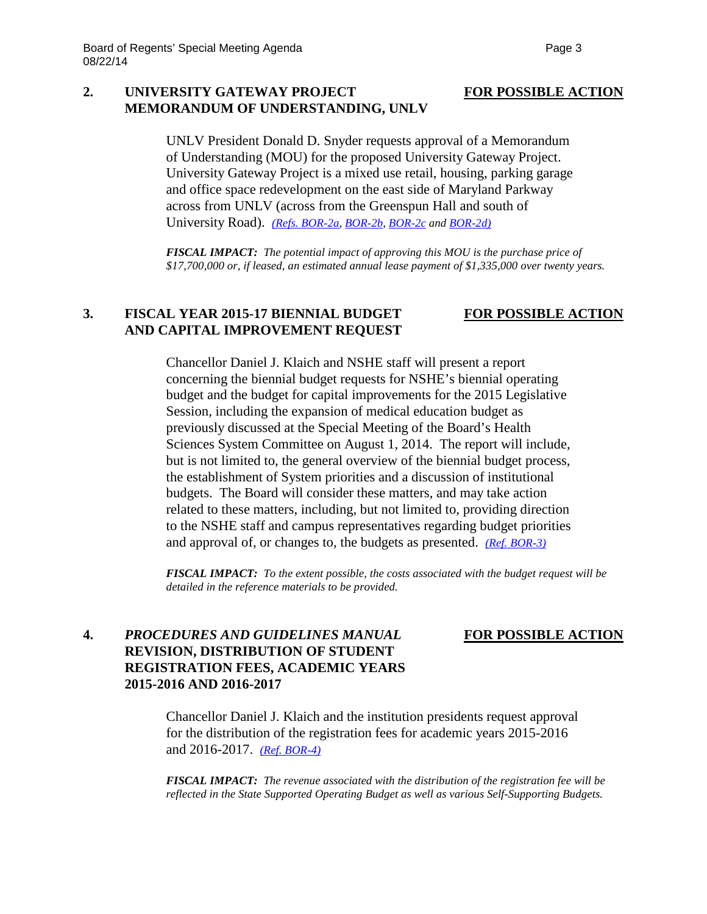## 2. UNIVERSITY GATEWAY PROJECT MEMORANDUM OF UNDERSTANDING, UNLV

**FOR POSSIBLE ACTION**

UNLV President Donald D. Snyder requests approval of a Memorandum of Understanding (MOU) for the proposed University Gateway Project. University Gateway Project is a mixed use retail, housing, parking garage and office space redevelopment on the east side of Maryland Parkway across from UNLV (across from the Greenspun Hall and south of University Road). *(Refs. BOR-2a, BOR-2b, BOR-2c and BOR-2d)*

***FISCAL IMPACT:*** *The potential impact of approving this MOU is the purchase price of $17,700,000 or, if leased, an estimated annual lease payment of $1,335,000 over twenty years.*

## 3. FISCAL YEAR 2015-17 BIENNIAL BUDGET AND CAPITAL IMPROVEMENT REQUEST

**FOR POSSIBLE ACTION**

Chancellor Daniel J. Klaich and NSHE staff will present a report concerning the biennial budget requests for NSHE's biennial operating budget and the budget for capital improvements for the 2015 Legislative Session, including the expansion of medical education budget as previously discussed at the Special Meeting of the Board's Health Sciences System Committee on August 1, 2014. The report will include, but is not limited to, the general overview of the biennial budget process, the establishment of System priorities and a discussion of institutional budgets. The Board will consider these matters, and may take action related to these matters, including, but not limited to, providing direction to the NSHE staff and campus representatives regarding budget priorities and approval of, or changes to, the budgets as presented. *(Ref. BOR-3)*

***FISCAL IMPACT:*** *To the extent possible, the costs associated with the budget request will be detailed in the reference materials to be provided.*

## 4. *PROCEDURES AND GUIDELINES MANUAL* REVISION, DISTRIBUTION OF STUDENT REGISTRATION FEES, ACADEMIC YEARS 2015-2016 AND 2016-2017

**FOR POSSIBLE ACTION**

Chancellor Daniel J. Klaich and the institution presidents request approval for the distribution of the registration fees for academic years 2015-2016 and 2016-2017. *(Ref. BOR-4)*

***FISCAL IMPACT:*** *The revenue associated with the distribution of the registration fee will be reflected in the State Supported Operating Budget as well as various Self-Supporting Budgets.*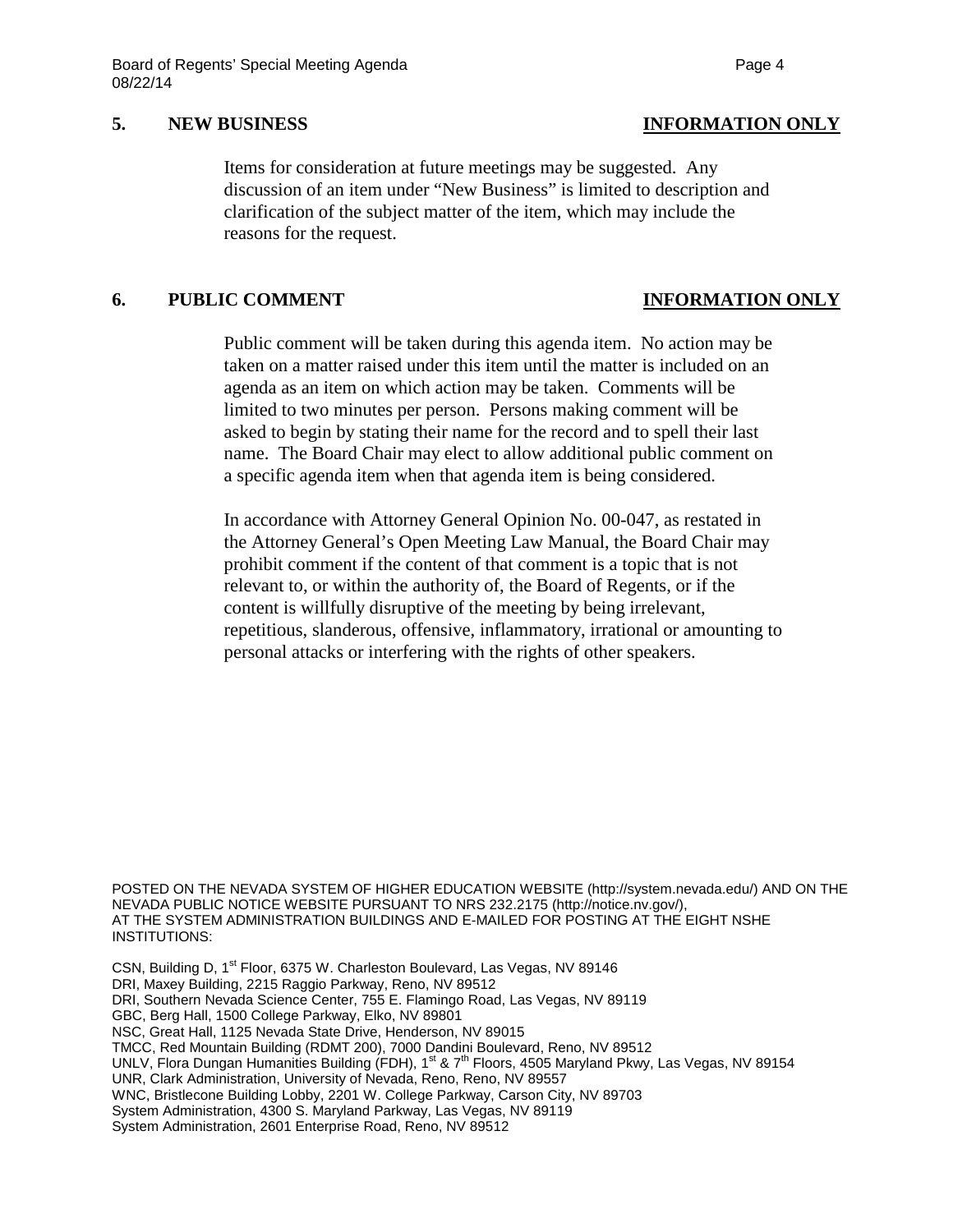## 5. NEW BUSINESS **INFORMATION ONLY**

Items for consideration at future meetings may be suggested. Any discussion of an item under "New Business" is limited to description and clarification of the subject matter of the item, which may include the reasons for the request.

## 6. PUBLIC COMMENT **INFORMATION ONLY**

Public comment will be taken during this agenda item. No action may be taken on a matter raised under this item until the matter is included on an agenda as an item on which action may be taken. Comments will be limited to two minutes per person. Persons making comment will be asked to begin by stating their name for the record and to spell their last name. The Board Chair may elect to allow additional public comment on a specific agenda item when that agenda item is being considered.

In accordance with Attorney General Opinion No. 00-047, as restated in the Attorney General's Open Meeting Law Manual, the Board Chair may prohibit comment if the content of that comment is a topic that is not relevant to, or within the authority of, the Board of Regents, or if the content is willfully disruptive of the meeting by being irrelevant, repetitious, slanderous, offensive, inflammatory, irrational or amounting to personal attacks or interfering with the rights of other speakers.

POSTED ON THE NEVADA SYSTEM OF HIGHER EDUCATION WEBSITE (http://system.nevada.edu/) AND ON THE NEVADA PUBLIC NOTICE WEBSITE PURSUANT TO NRS 232.2175 (http://notice.nv.gov/), AT THE SYSTEM ADMINISTRATION BUILDINGS AND E-MAILED FOR POSTING AT THE EIGHT NSHE INSTITUTIONS:

CSN, Building D, 1st Floor, 6375 W. Charleston Boulevard, Las Vegas, NV 89146
DRI, Maxey Building, 2215 Raggio Parkway, Reno, NV 89512
DRI, Southern Nevada Science Center, 755 E. Flamingo Road, Las Vegas, NV 89119
GBC, Berg Hall, 1500 College Parkway, Elko, NV 89801
NSC, Great Hall, 1125 Nevada State Drive, Henderson, NV 89015
TMCC, Red Mountain Building (RDMT 200), 7000 Dandini Boulevard, Reno, NV 89512
UNLV, Flora Dungan Humanities Building (FDH), 1st & 7th Floors, 4505 Maryland Pkwy, Las Vegas, NV 89154
UNR, Clark Administration, University of Nevada, Reno, Reno, NV 89557
WNC, Bristlecone Building Lobby, 2201 W. College Parkway, Carson City, NV 89703
System Administration, 4300 S. Maryland Parkway, Las Vegas, NV 89119
System Administration, 2601 Enterprise Road, Reno, NV 89512